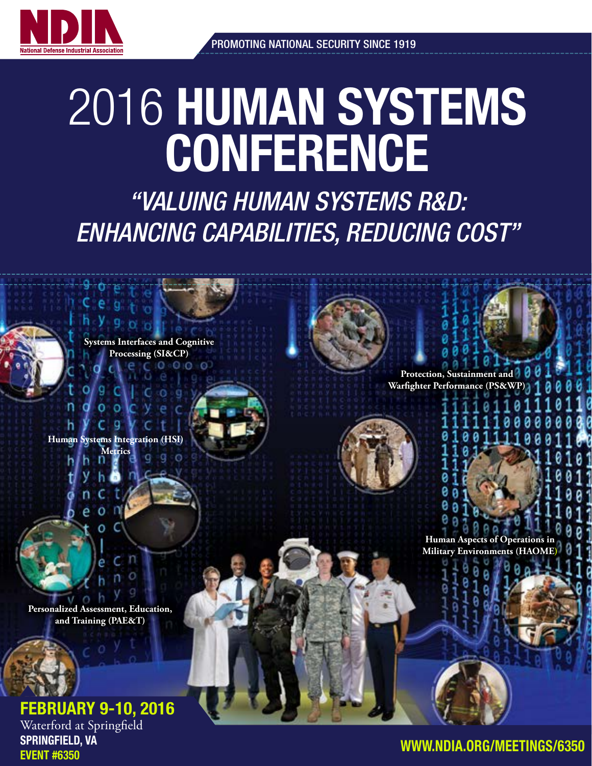NDIA
National Defense Industrial Association

PROMOTING NATIONAL SECURITY SINCE 1919

# 2016 HUMAN SYSTEMS CONFERENCE

## *"VALUING HUMAN SYSTEMS R&D: ENHANCING CAPABILITIES, REDUCING COST"*

**Systems Interfaces and Cognitive Processing (SI&CP)**

**Protection, Sustainment and Warfighter Performance (PS&WP)**

**Human Systems Integration (HSI) Metrics**

**Human Aspects of Operations in Military Environments (HAOME)**

**Personalized Assessment, Education, and Training (PAE&T)**

**FEBRUARY 9-10, 2016**
Waterford at Springfield
**SPRINGFIELD, VA**
**EVENT #6350**

**WWW.NDIA.ORG/MEETINGS/6350**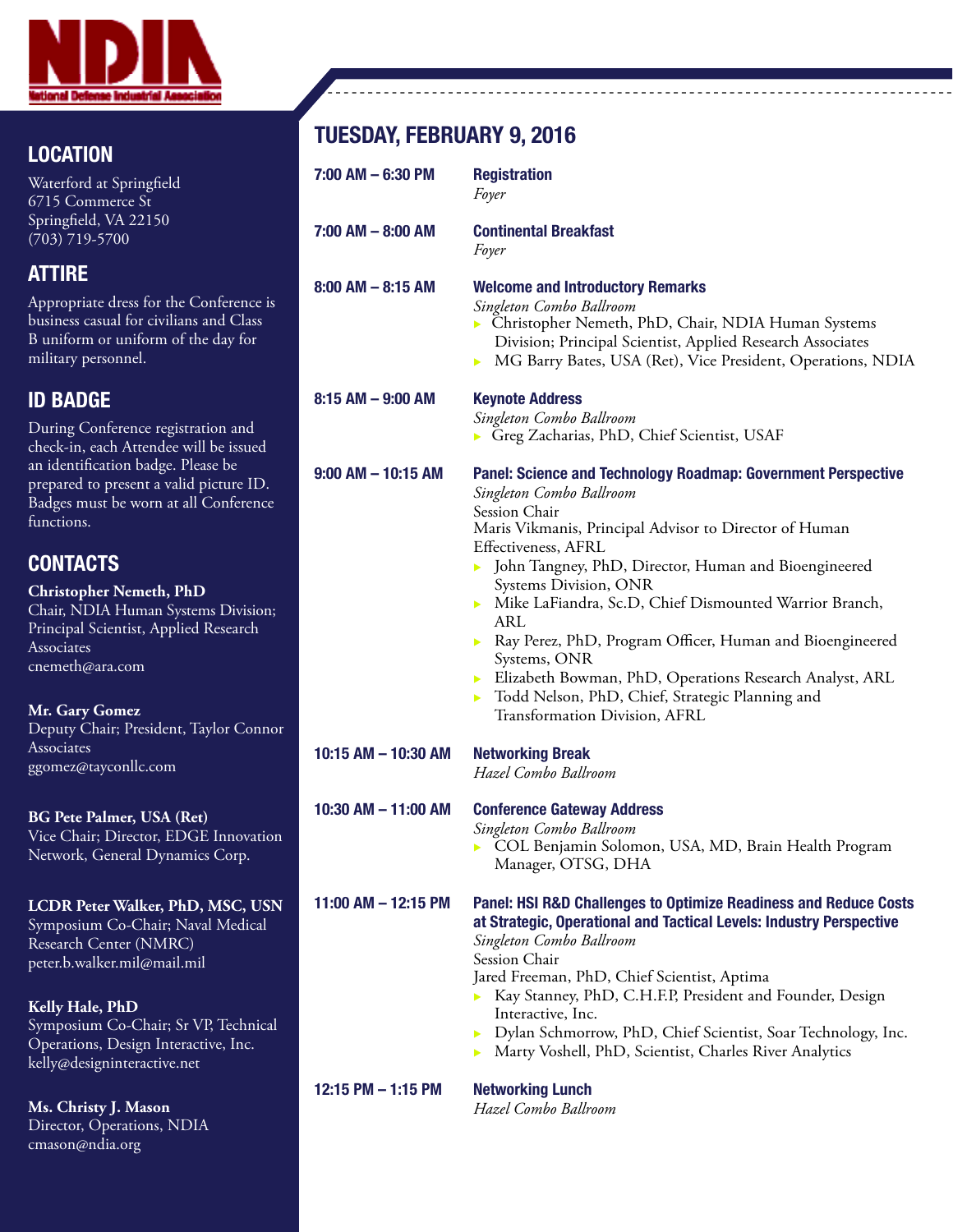NDIA
National Defense Industrial Association

## LOCATION

Waterford at Springfield
6715 Commerce St
Springfield, VA 22150
(703) 719-5700

## ATTIRE

Appropriate dress for the Conference is business casual for civilians and Class B uniform or uniform of the day for military personnel.

## ID BADGE

During Conference registration and check-in, each Attendee will be issued an identification badge. Please be prepared to present a valid picture ID. Badges must be worn at all Conference functions.

## CONTACTS

**Christopher Nemeth, PhD**
Chair, NDIA Human Systems Division; Principal Scientist, Applied Research Associates
cnemeth@ara.com

**Mr. Gary Gomez**
Deputy Chair; President, Taylor Connor Associates
ggomez@tayconllc.com

**BG Pete Palmer, USA (Ret)**
Vice Chair; Director, EDGE Innovation Network, General Dynamics Corp.

**LCDR Peter Walker, PhD, MSC, USN**
Symposium Co-Chair; Naval Medical Research Center (NMRC)
peter.b.walker.mil@mail.mil

**Kelly Hale, PhD**
Symposium Co-Chair; Sr VP, Technical Operations, Design Interactive, Inc.
kelly@designinteractive.net

**Ms. Christy J. Mason**
Director, Operations, NDIA
cmason@ndia.org

# TUESDAY, FEBRUARY 9, 2016

**7:00 AM – 6:30 PM** — **Registration**
*Foyer*

**7:00 AM – 8:00 AM** — **Continental Breakfast**
*Foyer*

**8:00 AM – 8:15 AM** — **Welcome and Introductory Remarks**
*Singleton Combo Ballroom*
- Christopher Nemeth, PhD, Chair, NDIA Human Systems Division; Principal Scientist, Applied Research Associates
- MG Barry Bates, USA (Ret), Vice President, Operations, NDIA

**8:15 AM – 9:00 AM** — **Keynote Address**
*Singleton Combo Ballroom*
- Greg Zacharias, PhD, Chief Scientist, USAF

**9:00 AM – 10:15 AM** — **Panel: Science and Technology Roadmap: Government Perspective**
*Singleton Combo Ballroom*
Session Chair
Maris Vikmanis, Principal Advisor to Director of Human Effectiveness, AFRL
- John Tangney, PhD, Director, Human and Bioengineered Systems Division, ONR
- Mike LaFiandra, Sc.D, Chief Dismounted Warrior Branch, ARL
- Ray Perez, PhD, Program Officer, Human and Bioengineered Systems, ONR
- Elizabeth Bowman, PhD, Operations Research Analyst, ARL
- Todd Nelson, PhD, Chief, Strategic Planning and Transformation Division, AFRL

**10:15 AM – 10:30 AM** — **Networking Break**
*Hazel Combo Ballroom*

**10:30 AM – 11:00 AM** — **Conference Gateway Address**
*Singleton Combo Ballroom*
- COL Benjamin Solomon, USA, MD, Brain Health Program Manager, OTSG, DHA

**11:00 AM – 12:15 PM** — **Panel: HSI R&D Challenges to Optimize Readiness and Reduce Costs at Strategic, Operational and Tactical Levels: Industry Perspective**
*Singleton Combo Ballroom*
Session Chair
Jared Freeman, PhD, Chief Scientist, Aptima
- Kay Stanney, PhD, C.H.F.P, President and Founder, Design Interactive, Inc.
- Dylan Schmorrow, PhD, Chief Scientist, Soar Technology, Inc.
- Marty Voshell, PhD, Scientist, Charles River Analytics

**12:15 PM – 1:15 PM** — **Networking Lunch**
*Hazel Combo Ballroom*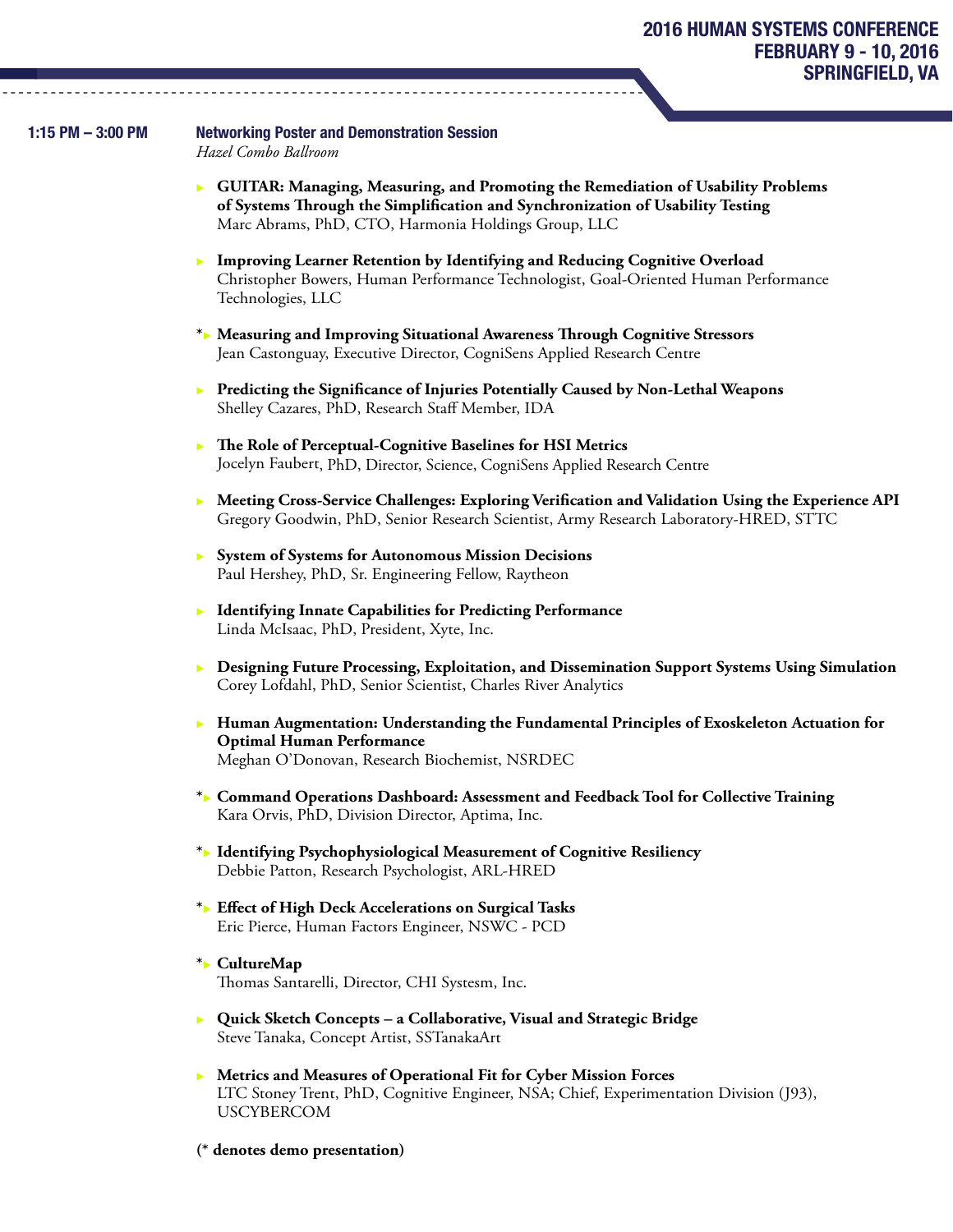**1:15 PM – 3:00 PM** **Networking Poster and Demonstration Session**
*Hazel Combo Ballroom*

- **GUITAR: Managing, Measuring, and Promoting the Remediation of Usability Problems of Systems Through the Simplification and Synchronization of Usability Testing**
  Marc Abrams, PhD, CTO, Harmonia Holdings Group, LLC

- **Improving Learner Retention by Identifying and Reducing Cognitive Overload**
  Christopher Bowers, Human Performance Technologist, Goal-Oriented Human Performance Technologies, LLC

- *► **Measuring and Improving Situational Awareness Through Cognitive Stressors**
  Jean Castonguay, Executive Director, CogniSens Applied Research Centre

- **Predicting the Significance of Injuries Potentially Caused by Non-Lethal Weapons**
  Shelley Cazares, PhD, Research Staff Member, IDA

- **The Role of Perceptual-Cognitive Baselines for HSI Metrics**
  Jocelyn Faubert, PhD, Director, Science, CogniSens Applied Research Centre

- **Meeting Cross-Service Challenges: Exploring Verification and Validation Using the Experience API**
  Gregory Goodwin, PhD, Senior Research Scientist, Army Research Laboratory-HRED, STTC

- **System of Systems for Autonomous Mission Decisions**
  Paul Hershey, PhD, Sr. Engineering Fellow, Raytheon

- **Identifying Innate Capabilities for Predicting Performance**
  Linda McIsaac, PhD, President, Xyte, Inc.

- **Designing Future Processing, Exploitation, and Dissemination Support Systems Using Simulation**
  Corey Lofdahl, PhD, Senior Scientist, Charles River Analytics

- **Human Augmentation: Understanding the Fundamental Principles of Exoskeleton Actuation for Optimal Human Performance**
  Meghan O'Donovan, Research Biochemist, NSRDEC

- *► **Command Operations Dashboard: Assessment and Feedback Tool for Collective Training**
  Kara Orvis, PhD, Division Director, Aptima, Inc.

- *► **Identifying Psychophysiological Measurement of Cognitive Resiliency**
  Debbie Patton, Research Psychologist, ARL-HRED

- *► **Effect of High Deck Accelerations on Surgical Tasks**
  Eric Pierce, Human Factors Engineer, NSWC - PCD

- *► **CultureMap**
  Thomas Santarelli, Director, CHI Systesm, Inc.

- **Quick Sketch Concepts – a Collaborative, Visual and Strategic Bridge**
  Steve Tanaka, Concept Artist, SSTanakaArt

- **Metrics and Measures of Operational Fit for Cyber Mission Forces**
  LTC Stoney Trent, PhD, Cognitive Engineer, NSA; Chief, Experimentation Division (J93), USCYBERCOM

**(* denotes demo presentation)**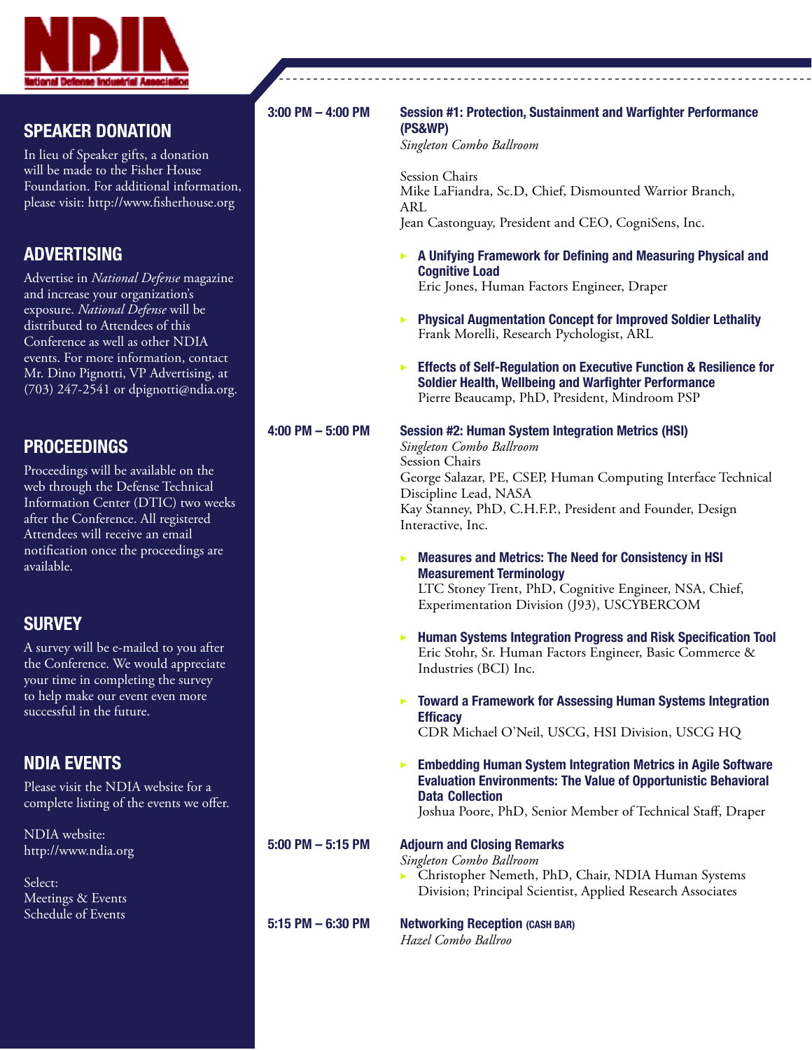## SPEAKER DONATION

In lieu of Speaker gifts, a donation will be made to the Fisher House Foundation. For additional information, please visit: http://www.fisherhouse.org

## ADVERTISING

Advertise in *National Defense* magazine and increase your organization's exposure. *National Defense* will be distributed to Attendees of this Conference as well as other NDIA events. For more information, contact Mr. Dino Pignotti, VP Advertising, at (703) 247-2541 or dpignotti@ndia.org.

## PROCEEDINGS

Proceedings will be available on the web through the Defense Technical Information Center (DTIC) two weeks after the Conference. All registered Attendees will receive an email notification once the proceedings are available.

## SURVEY

A survey will be e-mailed to you after the Conference. We would appreciate your time in completing the survey to help make our event even more successful in the future.

## NDIA EVENTS

Please visit the NDIA website for a complete listing of the events we offer.

NDIA website:
http://www.ndia.org

Select:
Meetings & Events
Schedule of Events

---

**3:00 PM – 4:00 PM**

**Session #1: Protection, Sustainment and Warfighter Performance (PS&WP)**
*Singleton Combo Ballroom*

Session Chairs
Mike LaFiandra, Sc.D, Chief, Dismounted Warrior Branch, ARL
Jean Castonguay, President and CEO, CogniSens, Inc.

- **A Unifying Framework for Defining and Measuring Physical and Cognitive Load**
  Eric Jones, Human Factors Engineer, Draper
- **Physical Augmentation Concept for Improved Soldier Lethality**
  Frank Morelli, Research Pychologist, ARL
- **Effects of Self-Regulation on Executive Function & Resilience for Soldier Health, Wellbeing and Warfighter Performance**
  Pierre Beaucamp, PhD, President, Mindroom PSP

**4:00 PM – 5:00 PM**

**Session #2: Human System Integration Metrics (HSI)**
*Singleton Combo Ballroom*
Session Chairs
George Salazar, PE, CSEP, Human Computing Interface Technical Discipline Lead, NASA
Kay Stanney, PhD, C.H.F.P., President and Founder, Design Interactive, Inc.

- **Measures and Metrics: The Need for Consistency in HSI Measurement Terminology**
  LTC Stoney Trent, PhD, Cognitive Engineer, NSA, Chief, Experimentation Division (J93), USCYBERCOM
- **Human Systems Integration Progress and Risk Specification Tool**
  Eric Stohr, Sr. Human Factors Engineer, Basic Commerce & Industries (BCI) Inc.
- **Toward a Framework for Assessing Human Systems Integration Efficacy**
  CDR Michael O'Neil, USCG, HSI Division, USCG HQ
- **Embedding Human System Integration Metrics in Agile Software Evaluation Environments: The Value of Opportunistic Behavioral Data Collection**
  Joshua Poore, PhD, Senior Member of Technical Staff, Draper

**5:00 PM – 5:15 PM**

**Adjourn and Closing Remarks**
*Singleton Combo Ballroom*

- Christopher Nemeth, PhD, Chair, NDIA Human Systems Division; Principal Scientist, Applied Research Associates

**5:15 PM – 6:30 PM**

**Networking Reception** (CASH BAR)
*Hazel Combo Ballroo*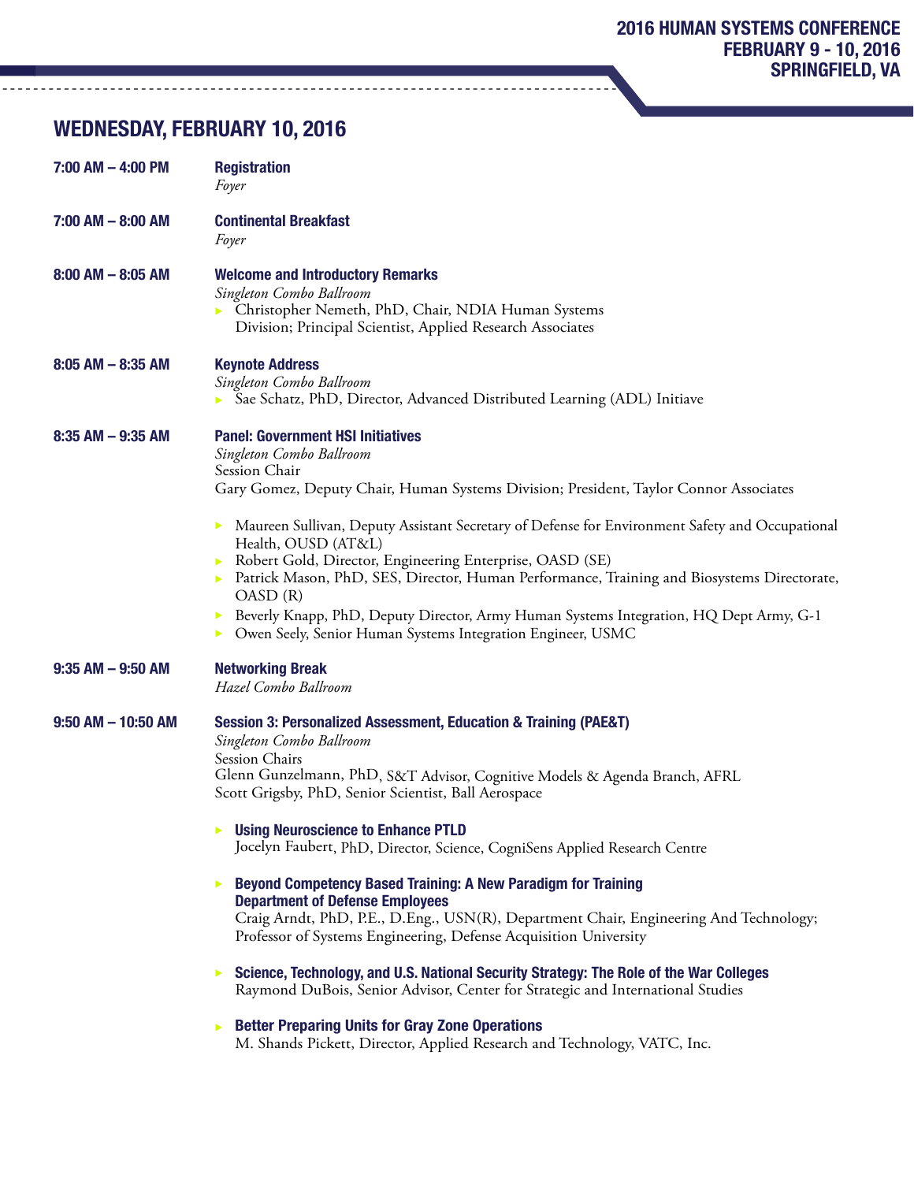## WEDNESDAY, FEBRUARY 10, 2016

**7:00 AM – 4:00 PM** **Registration**
*Foyer*

**7:00 AM – 8:00 AM** **Continental Breakfast**
*Foyer*

**8:00 AM – 8:05 AM** **Welcome and Introductory Remarks**
*Singleton Combo Ballroom*
- Christopher Nemeth, PhD, Chair, NDIA Human Systems Division; Principal Scientist, Applied Research Associates

**8:05 AM – 8:35 AM** **Keynote Address**
*Singleton Combo Ballroom*
- Sae Schatz, PhD, Director, Advanced Distributed Learning (ADL) Initiave

**8:35 AM – 9:35 AM** **Panel: Government HSI Initiatives**
*Singleton Combo Ballroom*
Session Chair
Gary Gomez, Deputy Chair, Human Systems Division; President, Taylor Connor Associates

- Maureen Sullivan, Deputy Assistant Secretary of Defense for Environment Safety and Occupational Health, OUSD (AT&L)
- Robert Gold, Director, Engineering Enterprise, OASD (SE)
- Patrick Mason, PhD, SES, Director, Human Performance, Training and Biosystems Directorate, OASD (R)
- Beverly Knapp, PhD, Deputy Director, Army Human Systems Integration, HQ Dept Army, G-1
- Owen Seely, Senior Human Systems Integration Engineer, USMC

**9:35 AM – 9:50 AM** **Networking Break**
*Hazel Combo Ballroom*

**9:50 AM – 10:50 AM** **Session 3: Personalized Assessment, Education & Training (PAE&T)**
*Singleton Combo Ballroom*
Session Chairs
Glenn Gunzelmann, PhD, S&T Advisor, Cognitive Models & Agenda Branch, AFRL
Scott Grigsby, PhD, Senior Scientist, Ball Aerospace

- **Using Neuroscience to Enhance PTLD**
  Jocelyn Faubert, PhD, Director, Science, CogniSens Applied Research Centre

- **Beyond Competency Based Training: A New Paradigm for Training Department of Defense Employees**
  Craig Arndt, PhD, P.E., D.Eng., USN(R), Department Chair, Engineering And Technology; Professor of Systems Engineering, Defense Acquisition University

- **Science, Technology, and U.S. National Security Strategy: The Role of the War Colleges**
  Raymond DuBois, Senior Advisor, Center for Strategic and International Studies

- **Better Preparing Units for Gray Zone Operations**
  M. Shands Pickett, Director, Applied Research and Technology, VATC, Inc.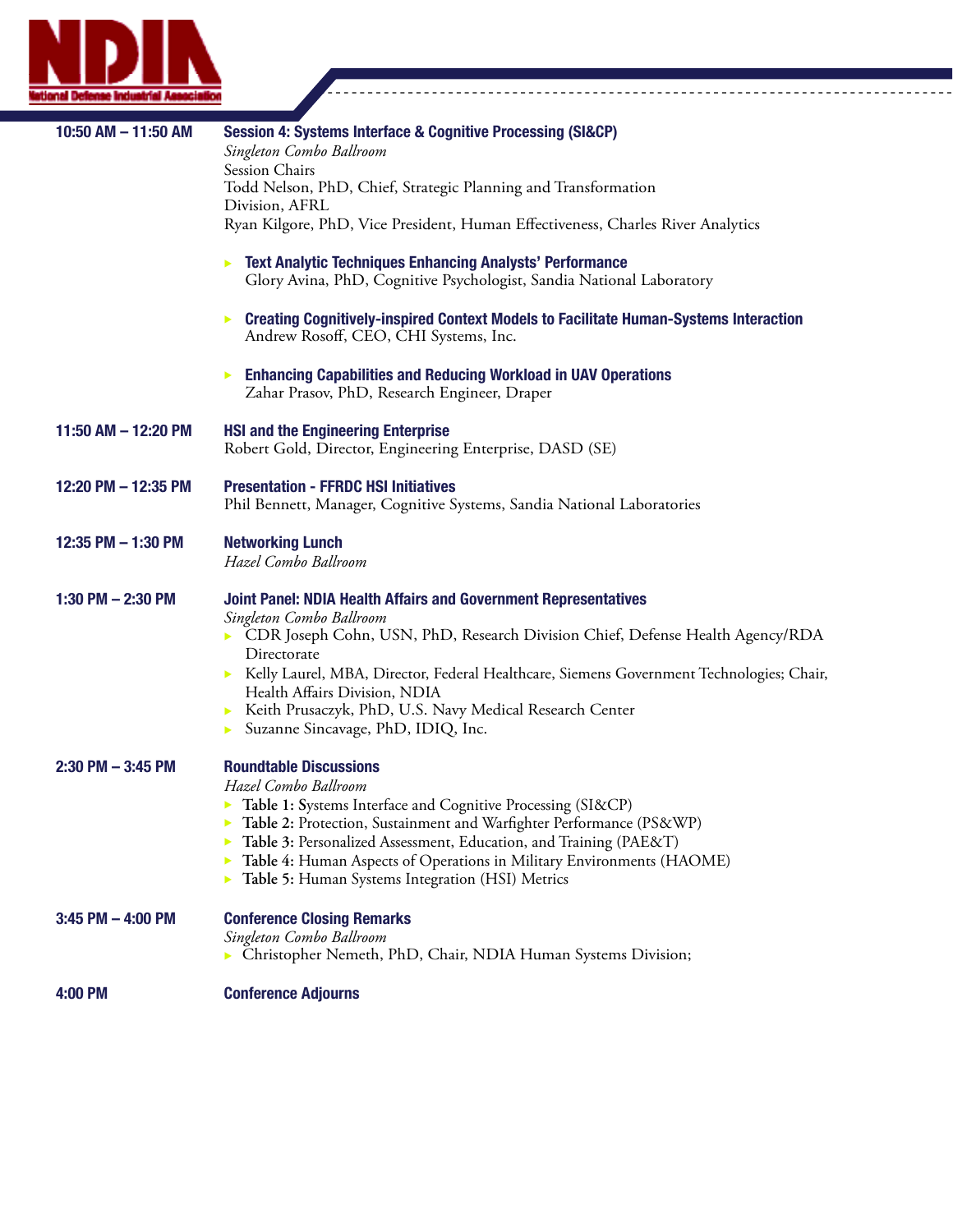**10:50 AM – 11:50 AM** **Session 4: Systems Interface & Cognitive Processing (SI&CP)**

*Singleton Combo Ballroom*

Session Chairs

Todd Nelson, PhD, Chief, Strategic Planning and Transformation Division, AFRL

Ryan Kilgore, PhD, Vice President, Human Effectiveness, Charles River Analytics

- **Text Analytic Techniques Enhancing Analysts' Performance**
  Glory Avina, PhD, Cognitive Psychologist, Sandia National Laboratory
- **Creating Cognitively-inspired Context Models to Facilitate Human-Systems Interaction**
  Andrew Rosoff, CEO, CHI Systems, Inc.
- **Enhancing Capabilities and Reducing Workload in UAV Operations**
  Zahar Prasov, PhD, Research Engineer, Draper

**11:50 AM – 12:20 PM** **HSI and the Engineering Enterprise**

Robert Gold, Director, Engineering Enterprise, DASD (SE)

**12:20 PM – 12:35 PM** **Presentation - FFRDC HSI Initiatives**

Phil Bennett, Manager, Cognitive Systems, Sandia National Laboratories

**12:35 PM – 1:30 PM** **Networking Lunch**

*Hazel Combo Ballroom*

**1:30 PM – 2:30 PM** **Joint Panel: NDIA Health Affairs and Government Representatives**

*Singleton Combo Ballroom*

- CDR Joseph Cohn, USN, PhD, Research Division Chief, Defense Health Agency/RDA Directorate
- Kelly Laurel, MBA, Director, Federal Healthcare, Siemens Government Technologies; Chair, Health Affairs Division, NDIA
- Keith Prusaczyk, PhD, U.S. Navy Medical Research Center
- Suzanne Sincavage, PhD, IDIQ, Inc.

**2:30 PM – 3:45 PM** **Roundtable Discussions**

*Hazel Combo Ballroom*

- **Table 1: S**ystems Interface and Cognitive Processing (SI&CP)
- **Table 2:** Protection, Sustainment and Warfighter Performance (PS&WP)
- **Table 3:** Personalized Assessment, Education, and Training (PAE&T)
- **Table 4:** Human Aspects of Operations in Military Environments (HAOME)
- **Table 5:** Human Systems Integration (HSI) Metrics

**3:45 PM – 4:00 PM** **Conference Closing Remarks**

*Singleton Combo Ballroom*

- Christopher Nemeth, PhD, Chair, NDIA Human Systems Division;

**4:00 PM** **Conference Adjourns**